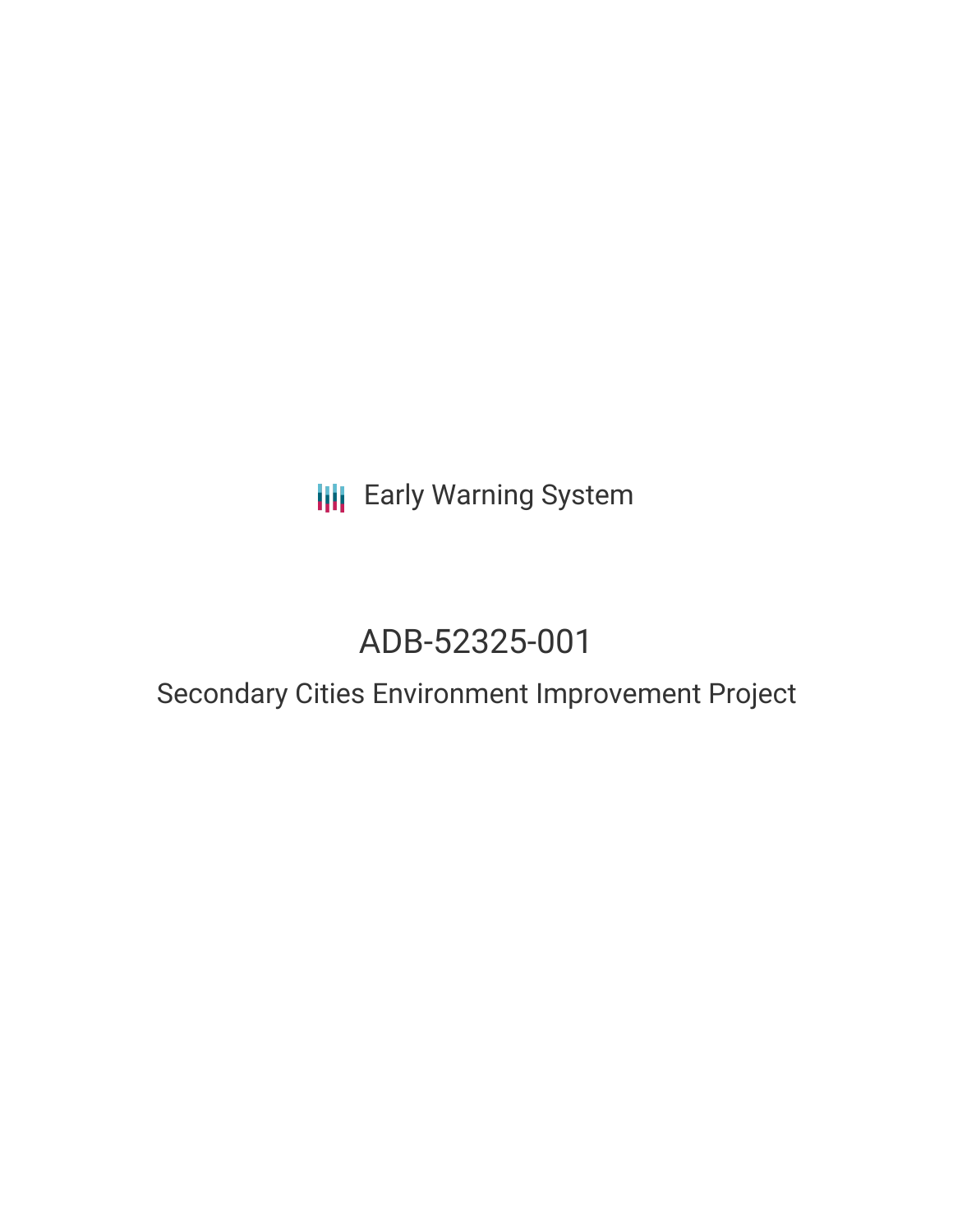Early Warning System

# ADB-52325-001

## Secondary Cities Environment Improvement Project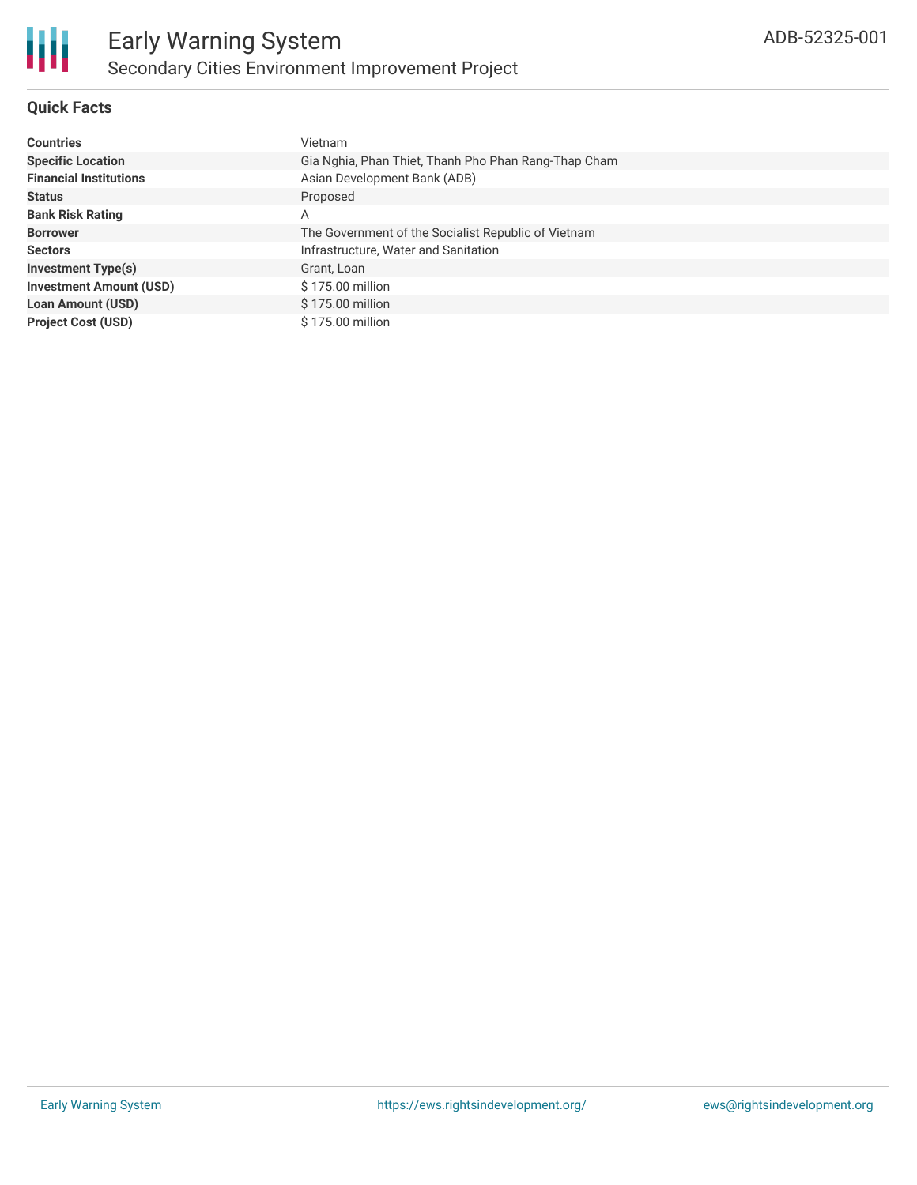## Quick Facts

| | |
|---|---|
| **Countries** | Vietnam |
| **Specific Location** | Gia Nghia, Phan Thiet, Thanh Pho Phan Rang-Thap Cham |
| **Financial Institutions** | Asian Development Bank (ADB) |
| **Status** | Proposed |
| **Bank Risk Rating** | A |
| **Borrower** | The Government of the Socialist Republic of Vietnam |
| **Sectors** | Infrastructure, Water and Sanitation |
| **Investment Type(s)** | Grant, Loan |
| **Investment Amount (USD)** | $ 175.00 million |
| **Loan Amount (USD)** | $ 175.00 million |
| **Project Cost (USD)** | $ 175.00 million |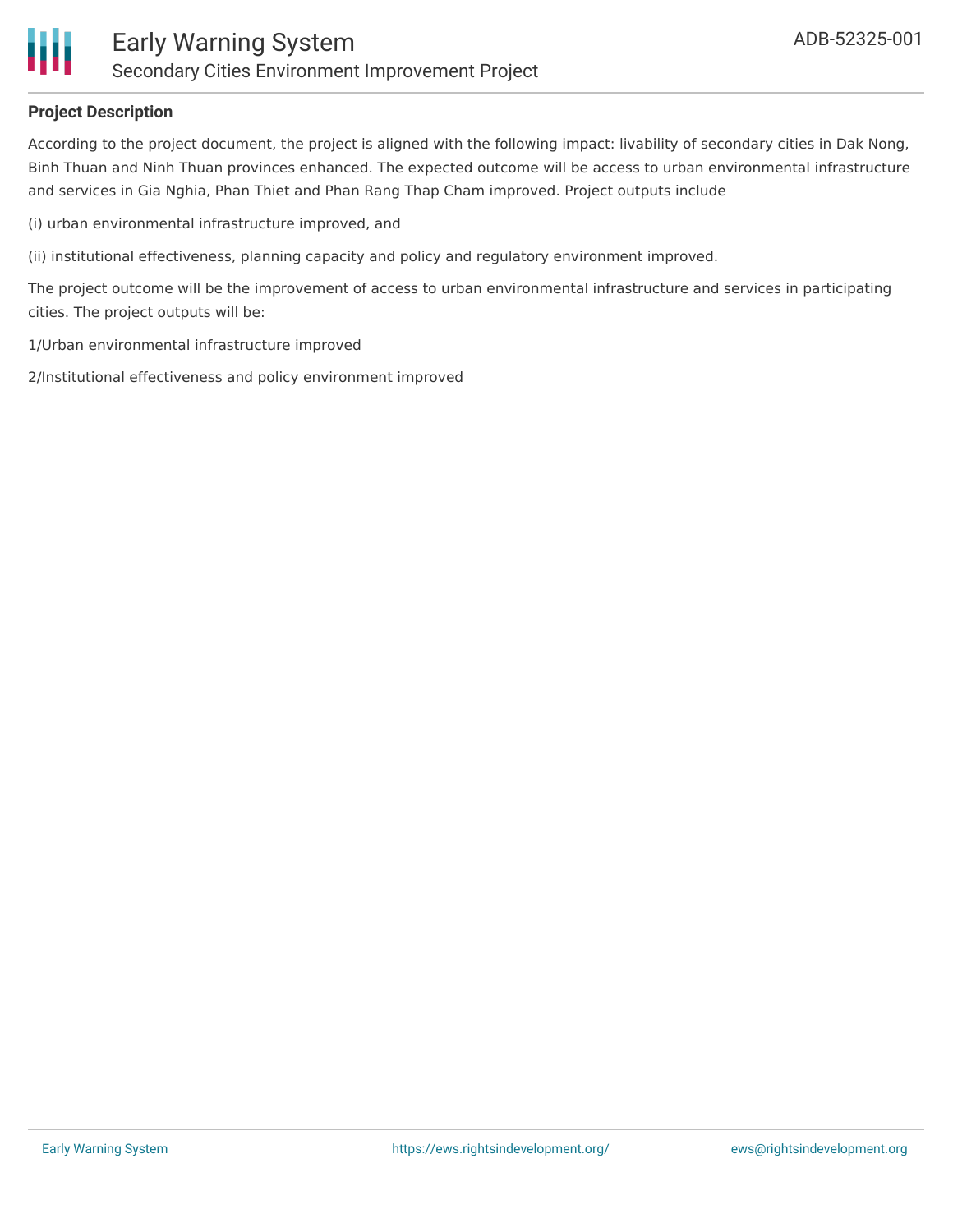**Project Description**

According to the project document, the project is aligned with the following impact: livability of secondary cities in Dak Nong, Binh Thuan and Ninh Thuan provinces enhanced. The expected outcome will be access to urban environmental infrastructure and services in Gia Nghia, Phan Thiet and Phan Rang Thap Cham improved. Project outputs include

(i) urban environmental infrastructure improved, and

(ii) institutional effectiveness, planning capacity and policy and regulatory environment improved.

The project outcome will be the improvement of access to urban environmental infrastructure and services in participating cities. The project outputs will be:

1/Urban environmental infrastructure improved

2/Institutional effectiveness and policy environment improved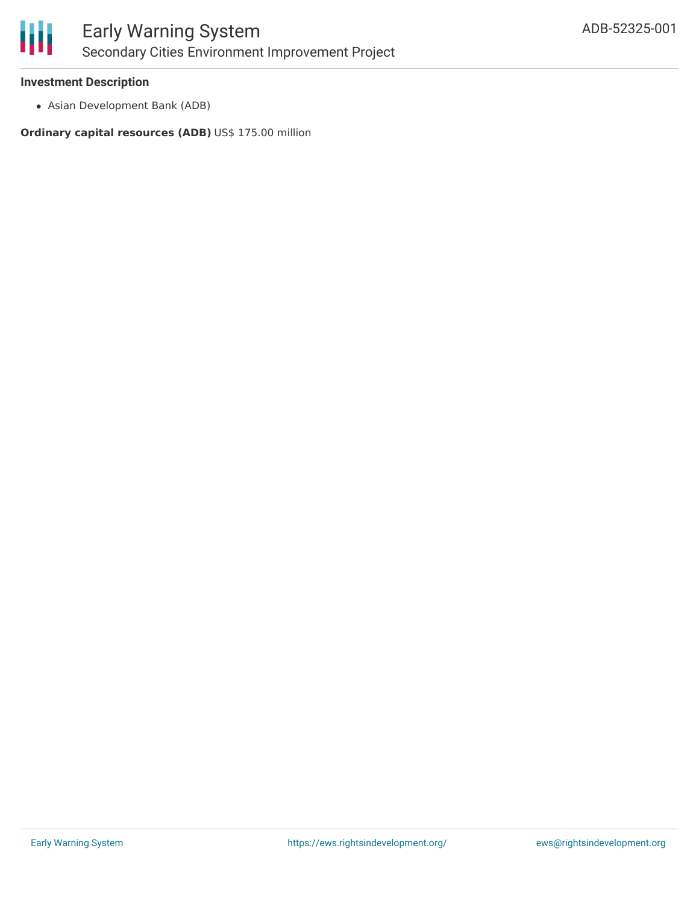### Investment Description

- Asian Development Bank (ADB)

**Ordinary capital resources (ADB)** US$ 175.00 million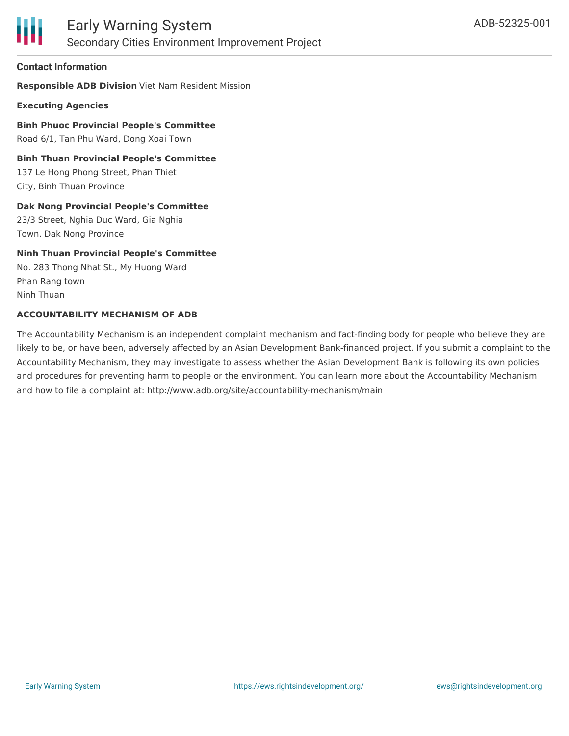## Contact Information

**Responsible ADB Division** Viet Nam Resident Mission

**Executing Agencies**

**Binh Phuoc Provincial People's Committee**
Road 6/1, Tan Phu Ward, Dong Xoai Town

**Binh Thuan Provincial People's Committee**
137 Le Hong Phong Street, Phan Thiet
City, Binh Thuan Province

**Dak Nong Provincial People's Committee**
23/3 Street, Nghia Duc Ward, Gia Nghia
Town, Dak Nong Province

**Ninh Thuan Provincial People's Committee**
No. 283 Thong Nhat St., My Huong Ward
Phan Rang town
Ninh Thuan

**ACCOUNTABILITY MECHANISM OF ADB**

The Accountability Mechanism is an independent complaint mechanism and fact-finding body for people who believe they are likely to be, or have been, adversely affected by an Asian Development Bank-financed project. If you submit a complaint to the Accountability Mechanism, they may investigate to assess whether the Asian Development Bank is following its own policies and procedures for preventing harm to people or the environment. You can learn more about the Accountability Mechanism and how to file a complaint at: http://www.adb.org/site/accountability-mechanism/main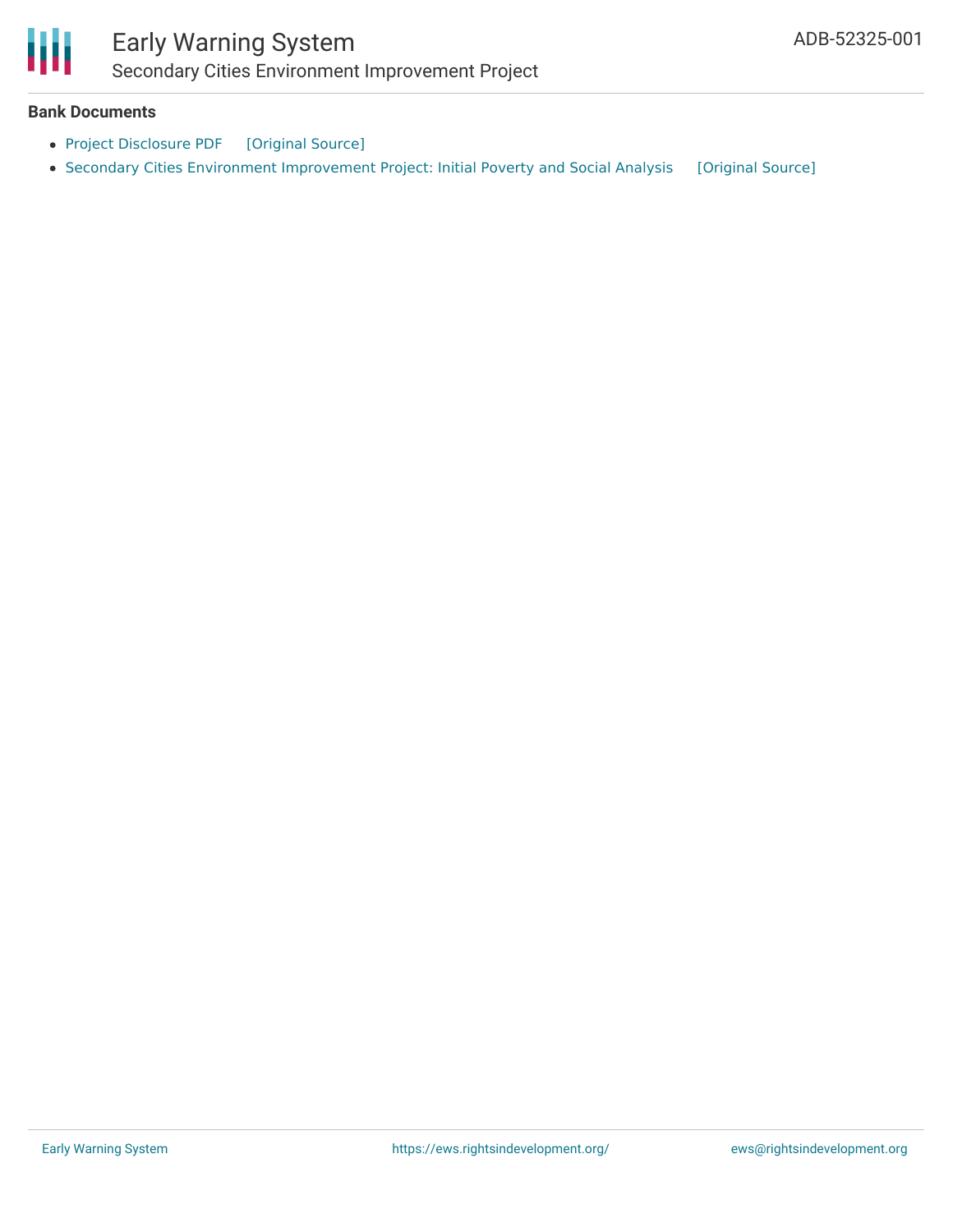**Bank Documents**

- Project Disclosure PDF [Original Source]
- Secondary Cities Environment Improvement Project: Initial Poverty and Social Analysis [Original Source]